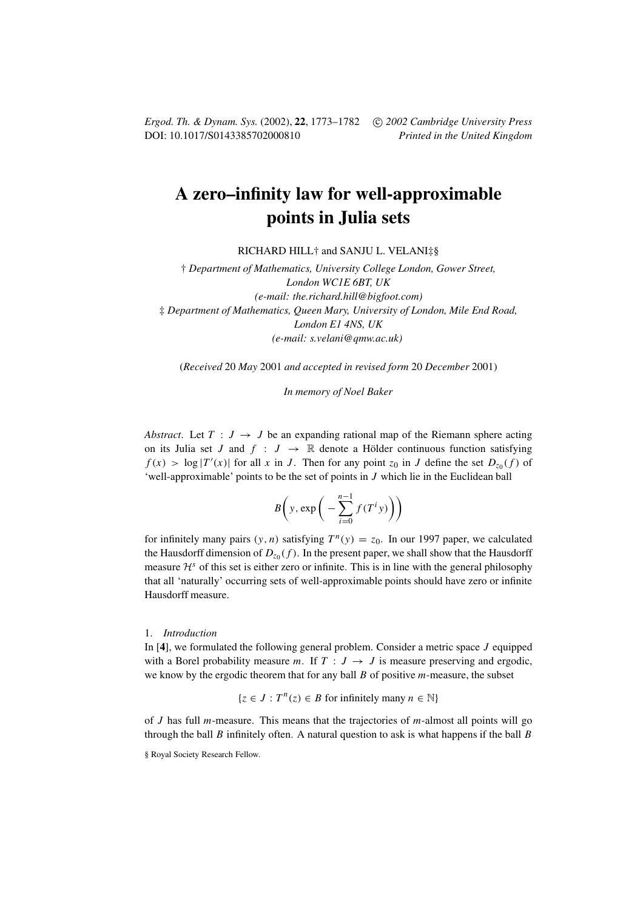# A zero–infinity law for well-approximable points in Julia sets

RICHARD HILL† and SANJU L. VELANI‡§

† *Department of Mathematics, University College London, Gower Street, London WC1E 6BT, UK*
*(e-mail: the.richard.hill@bigfoot.com)*

‡ *Department of Mathematics, Queen Mary, University of London, Mile End Road, London E1 4NS, UK*
*(e-mail: s.velani@qmw.ac.uk)*

(*Received* 20 *May* 2001 *and accepted in revised form* 20 *December* 2001)

*In memory of Noel Baker*

*Abstract.* Let $T : J \to J$ be an expanding rational map of the Riemann sphere acting on its Julia set $J$ and $f : J \to \mathbb{R}$ denote a Hölder continuous function satisfying $f(x) > \log|T'(x)|$ for all $x$ in $J$. Then for any point $z_0$ in $J$ define the set $D_{z_0}(f)$ of 'well-approximable' points to be the set of points in $J$ which lie in the Euclidean ball

$$B\bigg(y, \exp\bigg(-\sum_{i=0}^{n-1} f(T^i y)\bigg)\bigg)$$

for infinitely many pairs $(y, n)$ satisfying $T^n(y) = z_0$. In our 1997 paper, we calculated the Hausdorff dimension of $D_{z_0}(f)$. In the present paper, we shall show that the Hausdorff measure $\mathcal{H}^s$ of this set is either zero or infinite. This is in line with the general philosophy that all 'naturally' occurring sets of well-approximable points should have zero or infinite Hausdorff measure.

## 1. *Introduction*

In [**4**], we formulated the following general problem. Consider a metric space $J$ equipped with a Borel probability measure $m$. If $T : J \to J$ is measure preserving and ergodic, we know by the ergodic theorem that for any ball $B$ of positive $m$-measure, the subset

$$\{z \in J : T^n(z) \in B \text{ for infinitely many } n \in \mathbb{N}\}$$

of $J$ has full $m$-measure. This means that the trajectories of $m$-almost all points will go through the ball $B$ infinitely often. A natural question to ask is what happens if the ball $B$

§ Royal Society Research Fellow.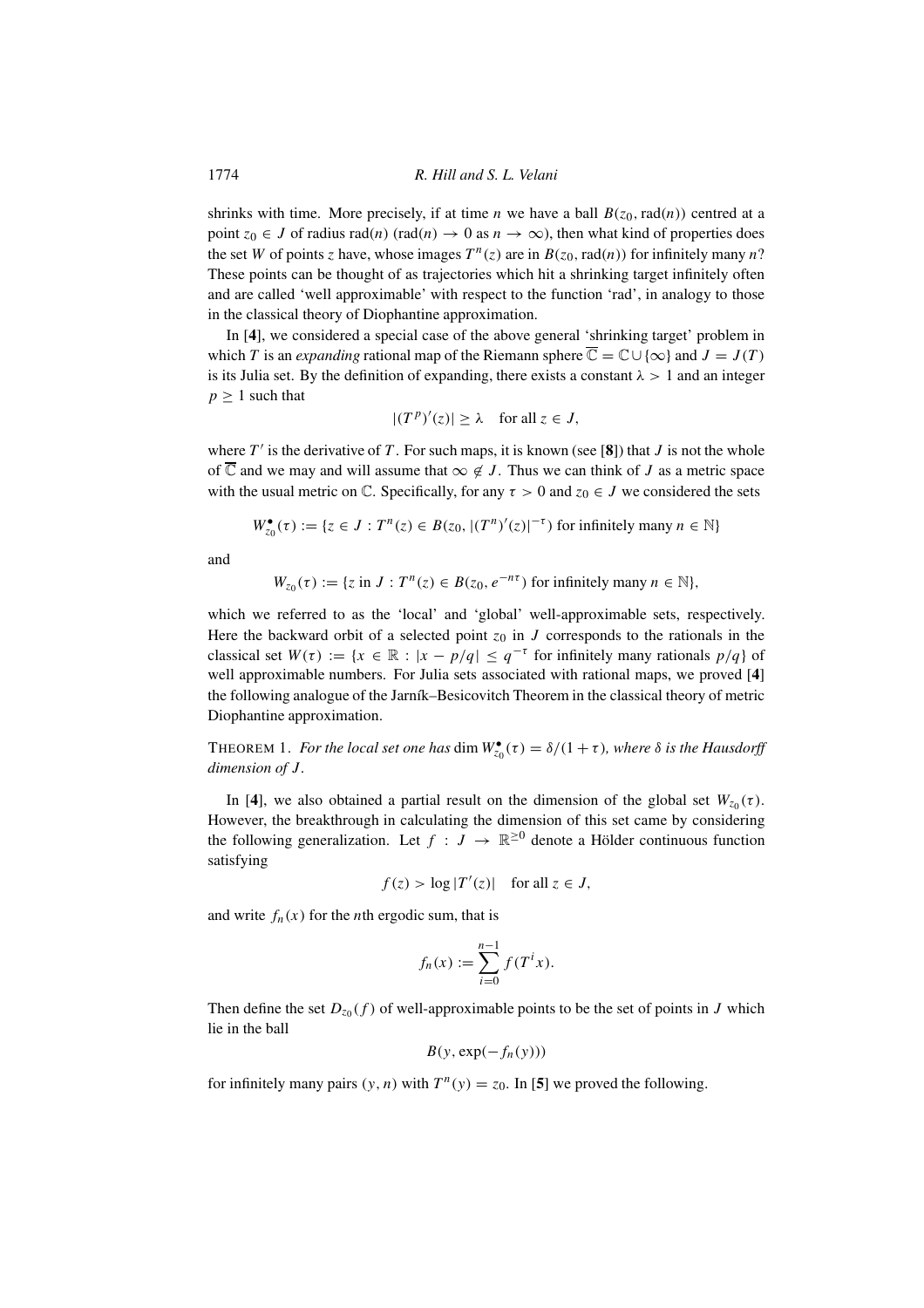shrinks with time. More precisely, if at time $n$ we have a ball $B(z_0, \mathrm{rad}(n))$ centred at a point $z_0 \in J$ of radius $\mathrm{rad}(n)$ ($\mathrm{rad}(n) \to 0$ as $n \to \infty$), then what kind of properties does the set $W$ of points $z$ have, whose images $T^n(z)$ are in $B(z_0, \mathrm{rad}(n))$ for infinitely many $n$? These points can be thought of as trajectories which hit a shrinking target infinitely often and are called 'well approximable' with respect to the function 'rad', in analogy to those in the classical theory of Diophantine approximation.

In [**4**], we considered a special case of the above general 'shrinking target' problem in which $T$ is an *expanding* rational map of the Riemann sphere $\overline{\mathbb{C}} = \mathbb{C} \cup \{\infty\}$ and $J = J(T)$ is its Julia set. By the definition of expanding, there exists a constant $\lambda > 1$ and an integer $p \geq 1$ such that

$$|(T^p)'(z)| \geq \lambda \quad \text{for all } z \in J,$$

where $T'$ is the derivative of $T$. For such maps, it is known (see [**8**]) that $J$ is not the whole of $\overline{\mathbb{C}}$ and we may and will assume that $\infty \notin J$. Thus we can think of $J$ as a metric space with the usual metric on $\mathbb{C}$. Specifically, for any $\tau > 0$ and $z_0 \in J$ we considered the sets

$$W^{\bullet}_{z_0}(\tau) := \{z \in J : T^n(z) \in B(z_0, |(T^n)'(z)|^{-\tau}) \text{ for infinitely many } n \in \mathbb{N}\}$$

and

$$W_{z_0}(\tau) := \{z \text{ in } J : T^n(z) \in B(z_0, e^{-n\tau}) \text{ for infinitely many } n \in \mathbb{N}\},$$

which we referred to as the 'local' and 'global' well-approximable sets, respectively. Here the backward orbit of a selected point $z_0$ in $J$ corresponds to the rationals in the classical set $W(\tau) := \{x \in \mathbb{R} : |x - p/q| \leq q^{-\tau}$ for infinitely many rationals $p/q\}$ of well approximable numbers. For Julia sets associated with rational maps, we proved [**4**] the following analogue of the Jarník–Besicovitch Theorem in the classical theory of metric Diophantine approximation.

THEOREM 1. *For the local set one has* $\dim W^{\bullet}_{z_0}(\tau) = \delta/(1+\tau)$*, where* $\delta$ *is the Hausdorff dimension of* $J$.

In [**4**], we also obtained a partial result on the dimension of the global set $W_{z_0}(\tau)$. However, the breakthrough in calculating the dimension of this set came by considering the following generalization. Let $f : J \to \mathbb{R}^{\geq 0}$ denote a Hölder continuous function satisfying

$$f(z) > \log |T'(z)| \quad \text{for all } z \in J,$$

and write $f_n(x)$ for the $n$th ergodic sum, that is

$$f_n(x) := \sum_{i=0}^{n-1} f(T^i x).$$

Then define the set $D_{z_0}(f)$ of well-approximable points to be the set of points in $J$ which lie in the ball

$$B(y, \exp(-f_n(y)))$$

for infinitely many pairs $(y, n)$ with $T^n(y) = z_0$. In [**5**] we proved the following.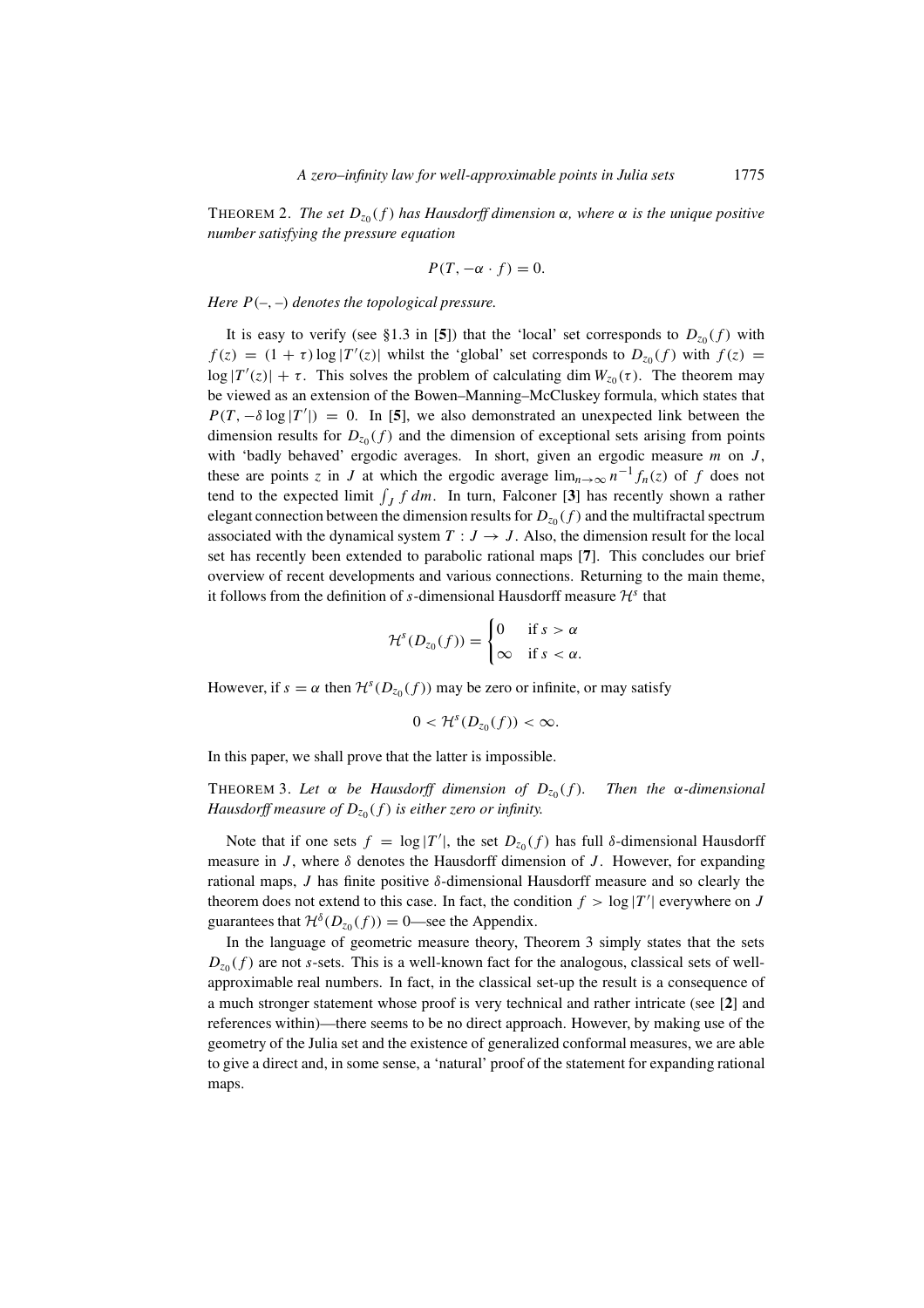THEOREM 2. *The set $D_{z_0}(f)$ has Hausdorff dimension $\alpha$, where $\alpha$ is the unique positive number satisfying the pressure equation*

$$P(T, -\alpha \cdot f) = 0.$$

*Here $P(-,-)$ denotes the topological pressure.*

It is easy to verify (see §1.3 in [**5**]) that the 'local' set corresponds to $D_{z_0}(f)$ with $f(z) = (1+\tau)\log|T'(z)|$ whilst the 'global' set corresponds to $D_{z_0}(f)$ with $f(z) = \log|T'(z)| + \tau$. This solves the problem of calculating $\dim W_{z_0}(\tau)$. The theorem may be viewed as an extension of the Bowen–Manning–McCluskey formula, which states that $P(T, -\delta \log|T'|) = 0$. In [**5**], we also demonstrated an unexpected link between the dimension results for $D_{z_0}(f)$ and the dimension of exceptional sets arising from points with 'badly behaved' ergodic averages. In short, given an ergodic measure $m$ on $J$, these are points $z$ in $J$ at which the ergodic average $\lim_{n\to\infty} n^{-1} f_n(z)$ of $f$ does not tend to the expected limit $\int_J f\, dm$. In turn, Falconer [**3**] has recently shown a rather elegant connection between the dimension results for $D_{z_0}(f)$ and the multifractal spectrum associated with the dynamical system $T : J \to J$. Also, the dimension result for the local set has recently been extended to parabolic rational maps [**7**]. This concludes our brief overview of recent developments and various connections. Returning to the main theme, it follows from the definition of $s$-dimensional Hausdorff measure $\mathcal{H}^s$ that

$$\mathcal{H}^s(D_{z_0}(f)) = \begin{cases} 0 & \text{if } s > \alpha \\ \infty & \text{if } s < \alpha. \end{cases}$$

However, if $s = \alpha$ then $\mathcal{H}^s(D_{z_0}(f))$ may be zero or infinite, or may satisfy

$$0 < \mathcal{H}^s(D_{z_0}(f)) < \infty.$$

In this paper, we shall prove that the latter is impossible.

THEOREM 3. *Let $\alpha$ be Hausdorff dimension of $D_{z_0}(f)$. Then the $\alpha$-dimensional Hausdorff measure of $D_{z_0}(f)$ is either zero or infinity.*

Note that if one sets $f = \log|T'|$, the set $D_{z_0}(f)$ has full $\delta$-dimensional Hausdorff measure in $J$, where $\delta$ denotes the Hausdorff dimension of $J$. However, for expanding rational maps, $J$ has finite positive $\delta$-dimensional Hausdorff measure and so clearly the theorem does not extend to this case. In fact, the condition $f > \log|T'|$ everywhere on $J$ guarantees that $\mathcal{H}^\delta(D_{z_0}(f)) = 0$—see the Appendix.

In the language of geometric measure theory, Theorem 3 simply states that the sets $D_{z_0}(f)$ are not $s$-sets. This is a well-known fact for the analogous, classical sets of well-approximable real numbers. In fact, in the classical set-up the result is a consequence of a much stronger statement whose proof is very technical and rather intricate (see [**2**] and references within)—there seems to be no direct approach. However, by making use of the geometry of the Julia set and the existence of generalized conformal measures, we are able to give a direct and, in some sense, a 'natural' proof of the statement for expanding rational maps.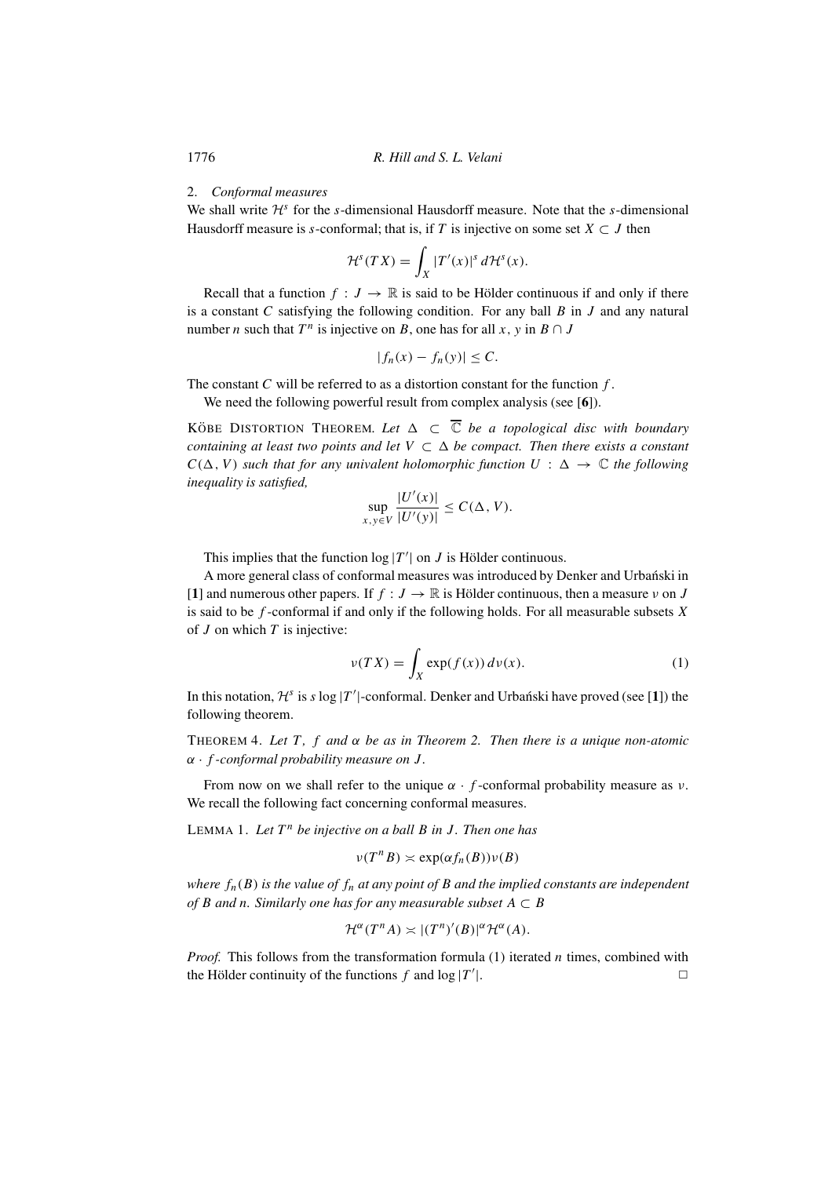## 2. *Conformal measures*

We shall write $\mathcal{H}^s$ for the $s$-dimensional Hausdorff measure. Note that the $s$-dimensional Hausdorff measure is $s$-conformal; that is, if $T$ is injective on some set $X \subset J$ then

$$\mathcal{H}^s(TX) = \int_X |T'(x)|^s \, d\mathcal{H}^s(x).$$

Recall that a function $f : J \to \mathbb{R}$ is said to be Hölder continuous if and only if there is a constant $C$ satisfying the following condition. For any ball $B$ in $J$ and any natural number $n$ such that $T^n$ is injective on $B$, one has for all $x, y$ in $B \cap J$

$$|f_n(x) - f_n(y)| \le C.$$

The constant $C$ will be referred to as a distortion constant for the function $f$.

We need the following powerful result from complex analysis (see [**6**]).

KÖBE DISTORTION THEOREM. *Let $\Delta \subset \overline{\mathbb{C}}$ be a topological disc with boundary containing at least two points and let $V \subset \Delta$ be compact. Then there exists a constant $C(\Delta, V)$ such that for any univalent holomorphic function $U : \Delta \to \mathbb{C}$ the following inequality is satisfied,*

$$\sup_{x,y \in V} \frac{|U'(x)|}{|U'(y)|} \le C(\Delta, V).$$

This implies that the function $\log |T'|$ on $J$ is Hölder continuous.

A more general class of conformal measures was introduced by Denker and Urbański in [**1**] and numerous other papers. If $f : J \to \mathbb{R}$ is Hölder continuous, then a measure $\nu$ on $J$ is said to be $f$-conformal if and only if the following holds. For all measurable subsets $X$ of $J$ on which $T$ is injective:

$$\nu(TX) = \int_X \exp(f(x)) \, d\nu(x). \tag{1}$$

In this notation, $\mathcal{H}^s$ is $s \log |T'|$-conformal. Denker and Urbański have proved (see [**1**]) the following theorem.

THEOREM 4. *Let $T$, $f$ and $\alpha$ be as in Theorem 2. Then there is a unique non-atomic $\alpha \cdot f$-conformal probability measure on $J$.*

From now on we shall refer to the unique $\alpha \cdot f$-conformal probability measure as $\nu$. We recall the following fact concerning conformal measures.

LEMMA 1. *Let $T^n$ be injective on a ball $B$ in $J$. Then one has*

$$\nu(T^n B) \asymp \exp(\alpha f_n(B)) \nu(B)$$

*where $f_n(B)$ is the value of $f_n$ at any point of $B$ and the implied constants are independent of $B$ and $n$. Similarly one has for any measurable subset $A \subset B$*

$$\mathcal{H}^\alpha(T^n A) \asymp |(T^n)'(B)|^\alpha \mathcal{H}^\alpha(A).$$

*Proof.* This follows from the transformation formula (1) iterated $n$ times, combined with the Hölder continuity of the functions $f$ and $\log |T'|$. □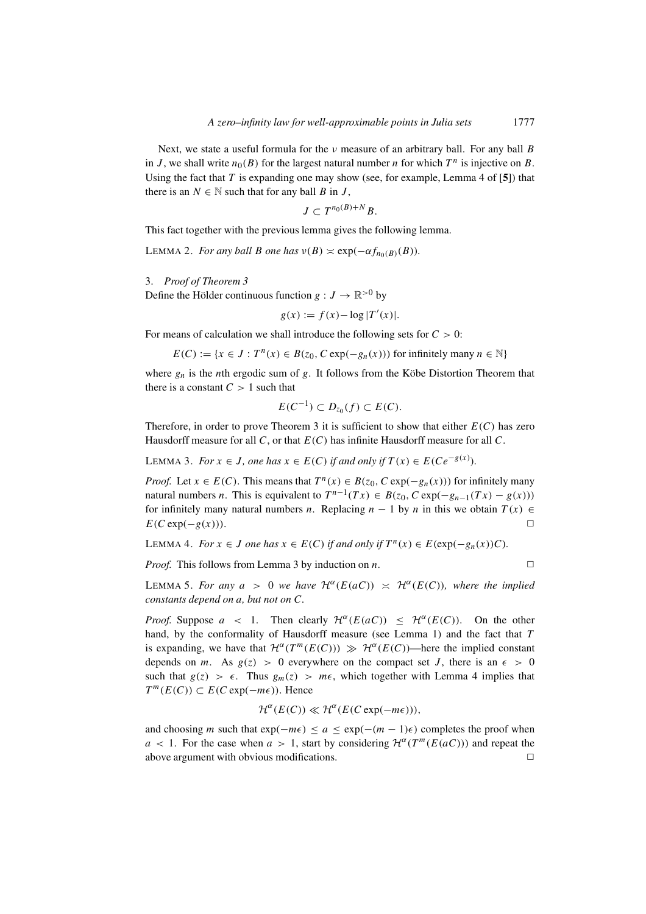Next, we state a useful formula for the $\nu$ measure of an arbitrary ball. For any ball $B$ in $J$, we shall write $n_0(B)$ for the largest natural number $n$ for which $T^n$ is injective on $B$. Using the fact that $T$ is expanding one may show (see, for example, Lemma 4 of [**5**]) that there is an $N \in \mathbb{N}$ such that for any ball $B$ in $J$,

$$J \subset T^{n_0(B)+N} B.$$

This fact together with the previous lemma gives the following lemma.

LEMMA 2. *For any ball $B$ one has $\nu(B) \asymp \exp(-\alpha f_{n_0(B)}(B))$.*

## 3. *Proof of Theorem 3*

Define the Hölder continuous function $g : J \to \mathbb{R}^{>0}$ by

$$g(x) := f(x) - \log|T'(x)|.$$

For means of calculation we shall introduce the following sets for $C > 0$:

$$E(C) := \{x \in J : T^n(x) \in B(z_0, C\exp(-g_n(x))) \text{ for infinitely many } n \in \mathbb{N}\}$$

where $g_n$ is the $n$th ergodic sum of $g$. It follows from the Köbe Distortion Theorem that there is a constant $C > 1$ such that

$$E(C^{-1}) \subset D_{z_0}(f) \subset E(C).$$

Therefore, in order to prove Theorem 3 it is sufficient to show that either $E(C)$ has zero Hausdorff measure for all $C$, or that $E(C)$ has infinite Hausdorff measure for all $C$.

LEMMA 3. *For $x \in J$, one has $x \in E(C)$ if and only if $T(x) \in E(Ce^{-g(x)})$.*

*Proof.* Let $x \in E(C)$. This means that $T^n(x) \in B(z_0, C\exp(-g_n(x)))$ for infinitely many natural numbers $n$. This is equivalent to $T^{n-1}(Tx) \in B(z_0, C\exp(-g_{n-1}(Tx) - g(x)))$ for infinitely many natural numbers $n$. Replacing $n-1$ by $n$ in this we obtain $T(x) \in E(C\exp(-g(x)))$. $\square$

LEMMA 4. *For $x \in J$ one has $x \in E(C)$ if and only if $T^n(x) \in E(\exp(-g_n(x))C)$.*

*Proof.* This follows from Lemma 3 by induction on $n$. $\square$

LEMMA 5. *For any $a > 0$ we have $\mathcal{H}^\alpha(E(aC)) \asymp \mathcal{H}^\alpha(E(C))$, where the implied constants depend on $a$, but not on $C$.*

*Proof.* Suppose $a < 1$. Then clearly $\mathcal{H}^\alpha(E(aC)) \leq \mathcal{H}^\alpha(E(C))$. On the other hand, by the conformality of Hausdorff measure (see Lemma 1) and the fact that $T$ is expanding, we have that $\mathcal{H}^\alpha(T^m(E(C))) \gg \mathcal{H}^\alpha(E(C))$—here the implied constant depends on $m$. As $g(z) > 0$ everywhere on the compact set $J$, there is an $\epsilon > 0$ such that $g(z) > \epsilon$. Thus $g_m(z) > m\epsilon$, which together with Lemma 4 implies that $T^m(E(C)) \subset E(C\exp(-m\epsilon))$. Hence

$$\mathcal{H}^\alpha(E(C)) \ll \mathcal{H}^\alpha(E(C\exp(-m\epsilon))),$$

and choosing $m$ such that $\exp(-m\epsilon) \leq a \leq \exp(-(m-1)\epsilon)$ completes the proof when $a < 1$. For the case when $a > 1$, start by considering $\mathcal{H}^\alpha(T^m(E(aC)))$ and repeat the above argument with obvious modifications. $\square$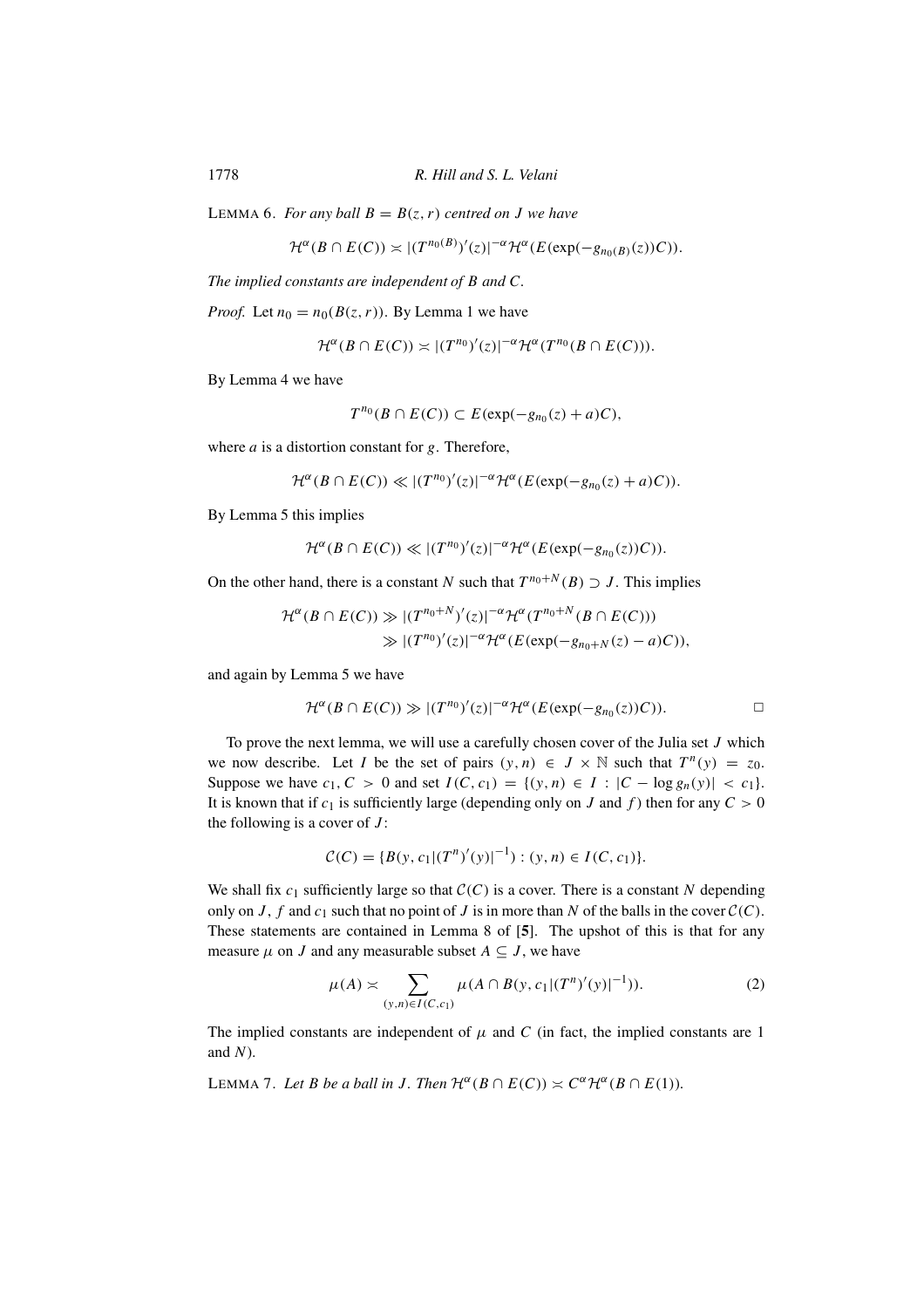LEMMA 6. *For any ball $B = B(z, r)$ centred on $J$ we have*

$$\mathcal{H}^\alpha(B \cap E(C)) \asymp |(T^{n_0(B)})'(z)|^{-\alpha} \mathcal{H}^\alpha(E(\exp(-g_{n_0(B)}(z))C)).$$

*The implied constants are independent of $B$ and $C$.*

*Proof.* Let $n_0 = n_0(B(z, r))$. By Lemma 1 we have

$$\mathcal{H}^\alpha(B \cap E(C)) \asymp |(T^{n_0})'(z)|^{-\alpha} \mathcal{H}^\alpha(T^{n_0}(B \cap E(C))).$$

By Lemma 4 we have

$$T^{n_0}(B \cap E(C)) \subset E(\exp(-g_{n_0}(z) + a)C),$$

where $a$ is a distortion constant for $g$. Therefore,

$$\mathcal{H}^\alpha(B \cap E(C)) \ll |(T^{n_0})'(z)|^{-\alpha} \mathcal{H}^\alpha(E(\exp(-g_{n_0}(z) + a)C)).$$

By Lemma 5 this implies

$$\mathcal{H}^\alpha(B \cap E(C)) \ll |(T^{n_0})'(z)|^{-\alpha} \mathcal{H}^\alpha(E(\exp(-g_{n_0}(z))C)).$$

On the other hand, there is a constant $N$ such that $T^{n_0+N}(B) \supset J$. This implies

$$\begin{aligned}\mathcal{H}^\alpha(B \cap E(C)) &\gg |(T^{n_0+N})'(z)|^{-\alpha} \mathcal{H}^\alpha(T^{n_0+N}(B \cap E(C)))\\ &\gg |(T^{n_0})'(z)|^{-\alpha} \mathcal{H}^\alpha(E(\exp(-g_{n_0+N}(z) - a)C)),\end{aligned}$$

and again by Lemma 5 we have

$$\mathcal{H}^\alpha(B \cap E(C)) \gg |(T^{n_0})'(z)|^{-\alpha} \mathcal{H}^\alpha(E(\exp(-g_{n_0}(z))C)). \qquad \square$$

To prove the next lemma, we will use a carefully chosen cover of the Julia set $J$ which we now describe. Let $I$ be the set of pairs $(y, n) \in J \times \mathbb{N}$ such that $T^n(y) = z_0$. Suppose we have $c_1, C > 0$ and set $I(C, c_1) = \{(y, n) \in I : |C - \log g_n(y)| < c_1\}$. It is known that if $c_1$ is sufficiently large (depending only on $J$ and $f$) then for any $C > 0$ the following is a cover of $J$:

$$\mathcal{C}(C) = \{B(y, c_1|(T^n)'(y)|^{-1}) : (y, n) \in I(C, c_1)\}.$$

We shall fix $c_1$ sufficiently large so that $\mathcal{C}(C)$ is a cover. There is a constant $N$ depending only on $J$, $f$ and $c_1$ such that no point of $J$ is in more than $N$ of the balls in the cover $\mathcal{C}(C)$. These statements are contained in Lemma 8 of [**5**]. The upshot of this is that for any measure $\mu$ on $J$ and any measurable subset $A \subseteq J$, we have

$$\mu(A) \asymp \sum_{(y,n)\in I(C,c_1)} \mu(A \cap B(y, c_1|(T^n)'(y)|^{-1})). \tag{2}$$

The implied constants are independent of $\mu$ and $C$ (in fact, the implied constants are 1 and $N$).

LEMMA 7. *Let $B$ be a ball in $J$. Then $\mathcal{H}^\alpha(B \cap E(C)) \asymp C^\alpha \mathcal{H}^\alpha(B \cap E(1))$.*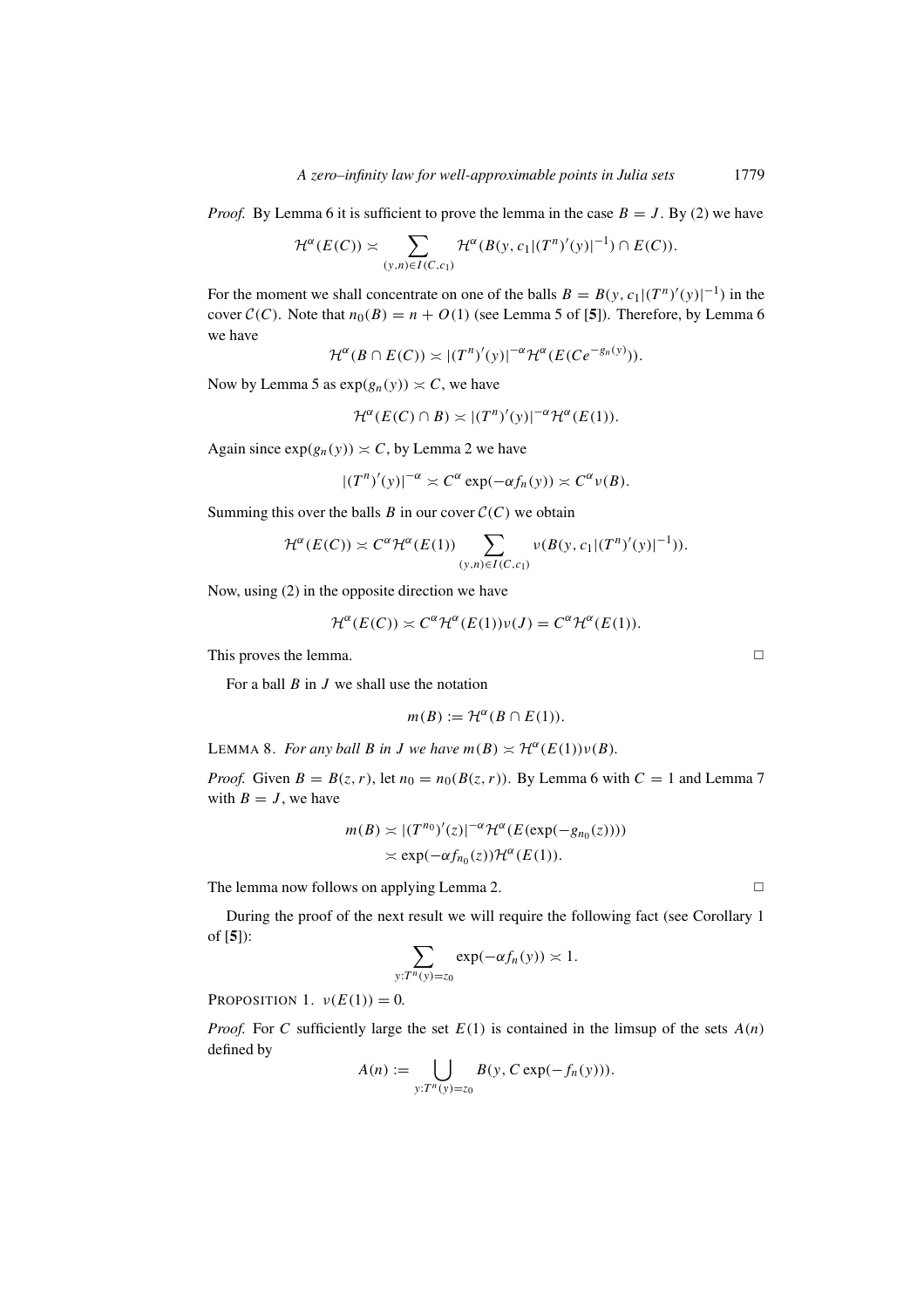*Proof.* By Lemma 6 it is sufficient to prove the lemma in the case $B = J$. By (2) we have

$$\mathcal{H}^\alpha(E(C)) \asymp \sum_{(y,n)\in I(C,c_1)} \mathcal{H}^\alpha(B(y, c_1|(T^n)'(y)|^{-1}) \cap E(C)).$$

For the moment we shall concentrate on one of the balls $B = B(y, c_1|(T^n)'(y)|^{-1})$ in the cover $\mathcal{C}(C)$. Note that $n_0(B) = n + O(1)$ (see Lemma 5 of [5]). Therefore, by Lemma 6 we have

$$\mathcal{H}^\alpha(B \cap E(C)) \asymp |(T^n)'(y)|^{-\alpha}\mathcal{H}^\alpha(E(Ce^{-g_n(y)})).$$

Now by Lemma 5 as $\exp(g_n(y)) \asymp C$, we have

$$\mathcal{H}^\alpha(E(C) \cap B) \asymp |(T^n)'(y)|^{-\alpha}\mathcal{H}^\alpha(E(1)).$$

Again since $\exp(g_n(y)) \asymp C$, by Lemma 2 we have

$$|(T^n)'(y)|^{-\alpha} \asymp C^\alpha \exp(-\alpha f_n(y)) \asymp C^\alpha \nu(B).$$

Summing this over the balls $B$ in our cover $\mathcal{C}(C)$ we obtain

$$\mathcal{H}^\alpha(E(C)) \asymp C^\alpha \mathcal{H}^\alpha(E(1)) \sum_{(y,n)\in I(C,c_1)} \nu(B(y, c_1|(T^n)'(y)|^{-1})).$$

Now, using (2) in the opposite direction we have

$$\mathcal{H}^\alpha(E(C)) \asymp C^\alpha \mathcal{H}^\alpha(E(1))\nu(J) = C^\alpha \mathcal{H}^\alpha(E(1)).$$

This proves the lemma. □

For a ball $B$ in $J$ we shall use the notation

$$m(B) := \mathcal{H}^\alpha(B \cap E(1)).$$

LEMMA 8. *For any ball $B$ in $J$ we have $m(B) \asymp \mathcal{H}^\alpha(E(1))\nu(B)$.*

*Proof.* Given $B = B(z, r)$, let $n_0 = n_0(B(z, r))$. By Lemma 6 with $C = 1$ and Lemma 7 with $B = J$, we have

$$\begin{aligned} m(B) &\asymp |(T^{n_0})'(z)|^{-\alpha}\mathcal{H}^\alpha(E(\exp(-g_{n_0}(z)))) \\ &\asymp \exp(-\alpha f_{n_0}(z))\mathcal{H}^\alpha(E(1)). \end{aligned}$$

The lemma now follows on applying Lemma 2. □

During the proof of the next result we will require the following fact (see Corollary 1 of [5]):

$$\sum_{y:T^n(y)=z_0} \exp(-\alpha f_n(y)) \asymp 1.$$

PROPOSITION 1. $\nu(E(1)) = 0$.

*Proof.* For $C$ sufficiently large the set $E(1)$ is contained in the limsup of the sets $A(n)$ defined by

$$A(n) := \bigcup_{y:T^n(y)=z_0} B(y, C\exp(-f_n(y))).$$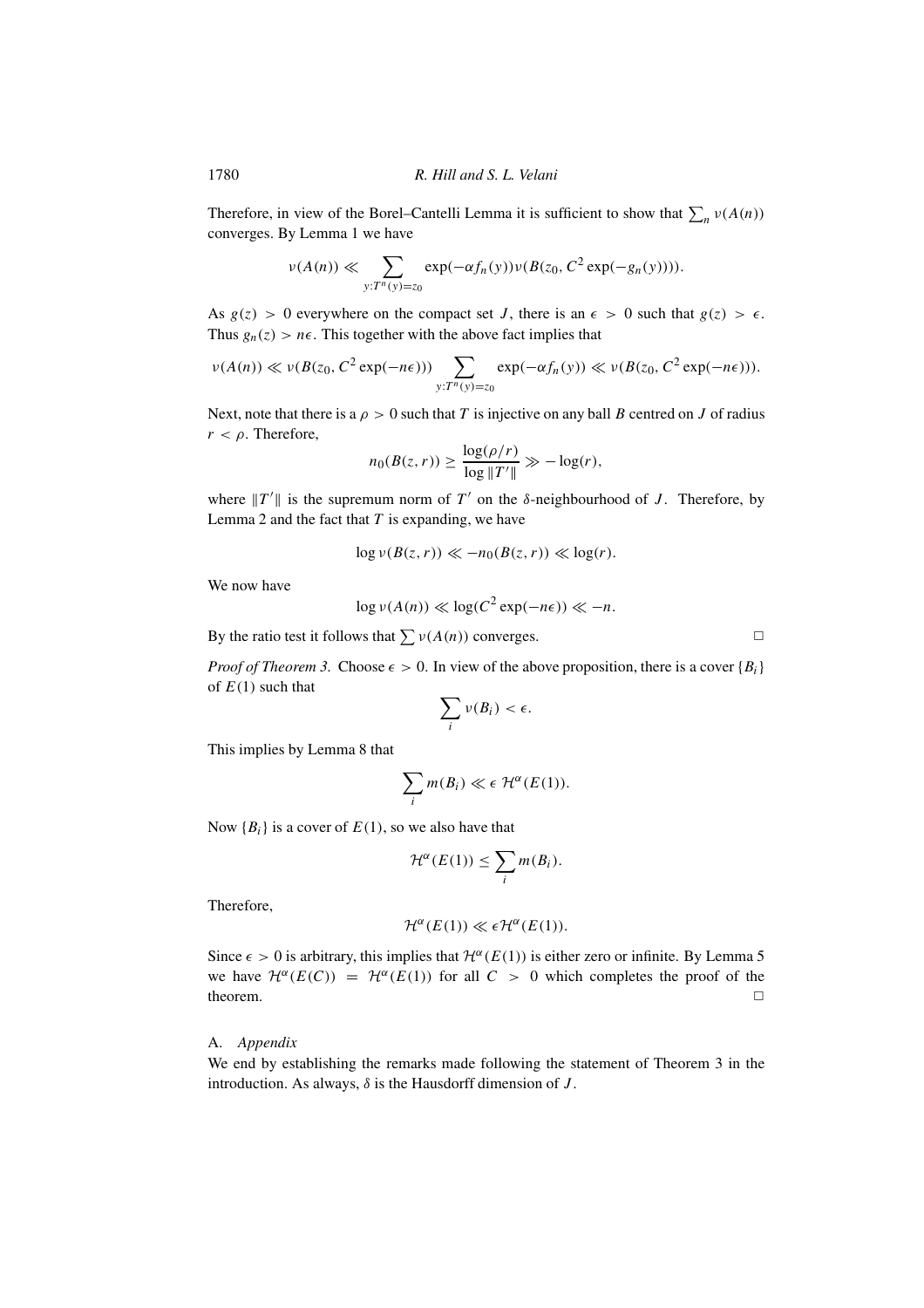Therefore, in view of the Borel–Cantelli Lemma it is sufficient to show that $\sum_n \nu(A(n))$ converges. By Lemma 1 we have

$$\nu(A(n)) \ll \sum_{y:T^n(y)=z_0} \exp(-\alpha f_n(y))\nu(B(z_0, C^2 \exp(-g_n(y)))).$$

As $g(z) > 0$ everywhere on the compact set $J$, there is an $\epsilon > 0$ such that $g(z) > \epsilon$. Thus $g_n(z) > n\epsilon$. This together with the above fact implies that

$$\nu(A(n)) \ll \nu(B(z_0, C^2 \exp(-n\epsilon))) \sum_{y:T^n(y)=z_0} \exp(-\alpha f_n(y)) \ll \nu(B(z_0, C^2 \exp(-n\epsilon))).$$

Next, note that there is a $\rho > 0$ such that $T$ is injective on any ball $B$ centred on $J$ of radius $r < \rho$. Therefore,

$$n_0(B(z, r)) \geq \frac{\log(\rho/r)}{\log \|T'\|} \gg -\log(r),$$

where $\|T'\|$ is the supremum norm of $T'$ on the $\delta$-neighbourhood of $J$. Therefore, by Lemma 2 and the fact that $T$ is expanding, we have

$$\log \nu(B(z, r)) \ll -n_0(B(z, r)) \ll \log(r).$$

We now have

$$\log \nu(A(n)) \ll \log(C^2 \exp(-n\epsilon)) \ll -n.$$

By the ratio test it follows that $\sum \nu(A(n))$ converges. □

*Proof of Theorem 3.* Choose $\epsilon > 0$. In view of the above proposition, there is a cover $\{B_i\}$ of $E(1)$ such that

$$\sum_i \nu(B_i) < \epsilon.$$

This implies by Lemma 8 that

$$\sum_i m(B_i) \ll \epsilon\, \mathcal{H}^\alpha(E(1)).$$

Now $\{B_i\}$ is a cover of $E(1)$, so we also have that

$$\mathcal{H}^\alpha(E(1)) \leq \sum_i m(B_i).$$

Therefore,

$$\mathcal{H}^\alpha(E(1)) \ll \epsilon \mathcal{H}^\alpha(E(1)).$$

Since $\epsilon > 0$ is arbitrary, this implies that $\mathcal{H}^\alpha(E(1))$ is either zero or infinite. By Lemma 5 we have $\mathcal{H}^\alpha(E(C)) = \mathcal{H}^\alpha(E(1))$ for all $C > 0$ which completes the proof of the theorem. □

## A. *Appendix*

We end by establishing the remarks made following the statement of Theorem 3 in the introduction. As always, $\delta$ is the Hausdorff dimension of $J$.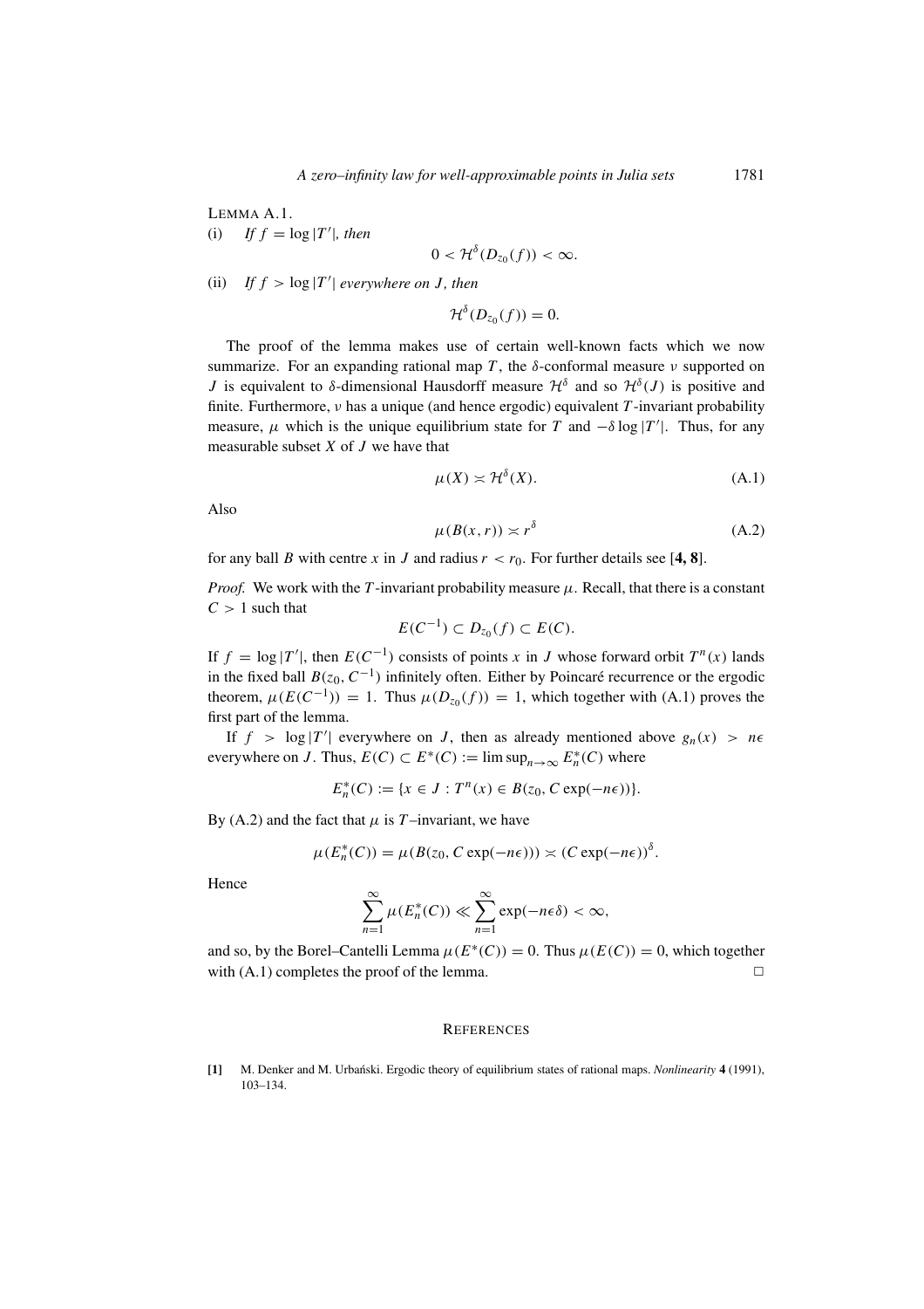LEMMA A.1.

(i) *If* $f = \log |T'|$, *then*

$$0 < \mathcal{H}^\delta(D_{z_0}(f)) < \infty.$$

(ii) *If* $f > \log |T'|$ *everywhere on* $J$, *then*

$$\mathcal{H}^\delta(D_{z_0}(f)) = 0.$$

The proof of the lemma makes use of certain well-known facts which we now summarize. For an expanding rational map $T$, the $\delta$-conformal measure $\nu$ supported on $J$ is equivalent to $\delta$-dimensional Hausdorff measure $\mathcal{H}^\delta$ and so $\mathcal{H}^\delta(J)$ is positive and finite. Furthermore, $\nu$ has a unique (and hence ergodic) equivalent $T$-invariant probability measure, $\mu$ which is the unique equilibrium state for $T$ and $-\delta \log |T'|$. Thus, for any measurable subset $X$ of $J$ we have that

$$\mu(X) \asymp \mathcal{H}^\delta(X). \tag{A.1}$$

Also

$$\mu(B(x, r)) \asymp r^\delta \tag{A.2}$$

for any ball $B$ with centre $x$ in $J$ and radius $r < r_0$. For further details see [**4, 8**].

*Proof.* We work with the $T$-invariant probability measure $\mu$. Recall, that there is a constant $C > 1$ such that

$$E(C^{-1}) \subset D_{z_0}(f) \subset E(C).$$

If $f = \log |T'|$, then $E(C^{-1})$ consists of points $x$ in $J$ whose forward orbit $T^n(x)$ lands in the fixed ball $B(z_0, C^{-1})$ infinitely often. Either by Poincaré recurrence or the ergodic theorem, $\mu(E(C^{-1})) = 1$. Thus $\mu(D_{z_0}(f)) = 1$, which together with (A.1) proves the first part of the lemma.

If $f > \log |T'|$ everywhere on $J$, then as already mentioned above $g_n(x) > n\epsilon$ everywhere on $J$. Thus, $E(C) \subset E^*(C) := \limsup_{n \to \infty} E_n^*(C)$ where

$$E_n^*(C) := \{x \in J : T^n(x) \in B(z_0, C \exp(-n\epsilon))\}.$$

By (A.2) and the fact that $\mu$ is $T$–invariant, we have

$$\mu(E_n^*(C)) = \mu(B(z_0, C \exp(-n\epsilon))) \asymp (C \exp(-n\epsilon))^\delta.$$

Hence

$$\sum_{n=1}^{\infty} \mu(E_n^*(C)) \ll \sum_{n=1}^{\infty} \exp(-n\epsilon\delta) < \infty,$$

and so, by the Borel–Cantelli Lemma $\mu(E^*(C)) = 0$. Thus $\mu(E(C)) = 0$, which together with (A.1) completes the proof of the lemma. □

## REFERENCES

[1] M. Denker and M. Urbański. Ergodic theory of equilibrium states of rational maps. *Nonlinearity* **4** (1991), 103–134.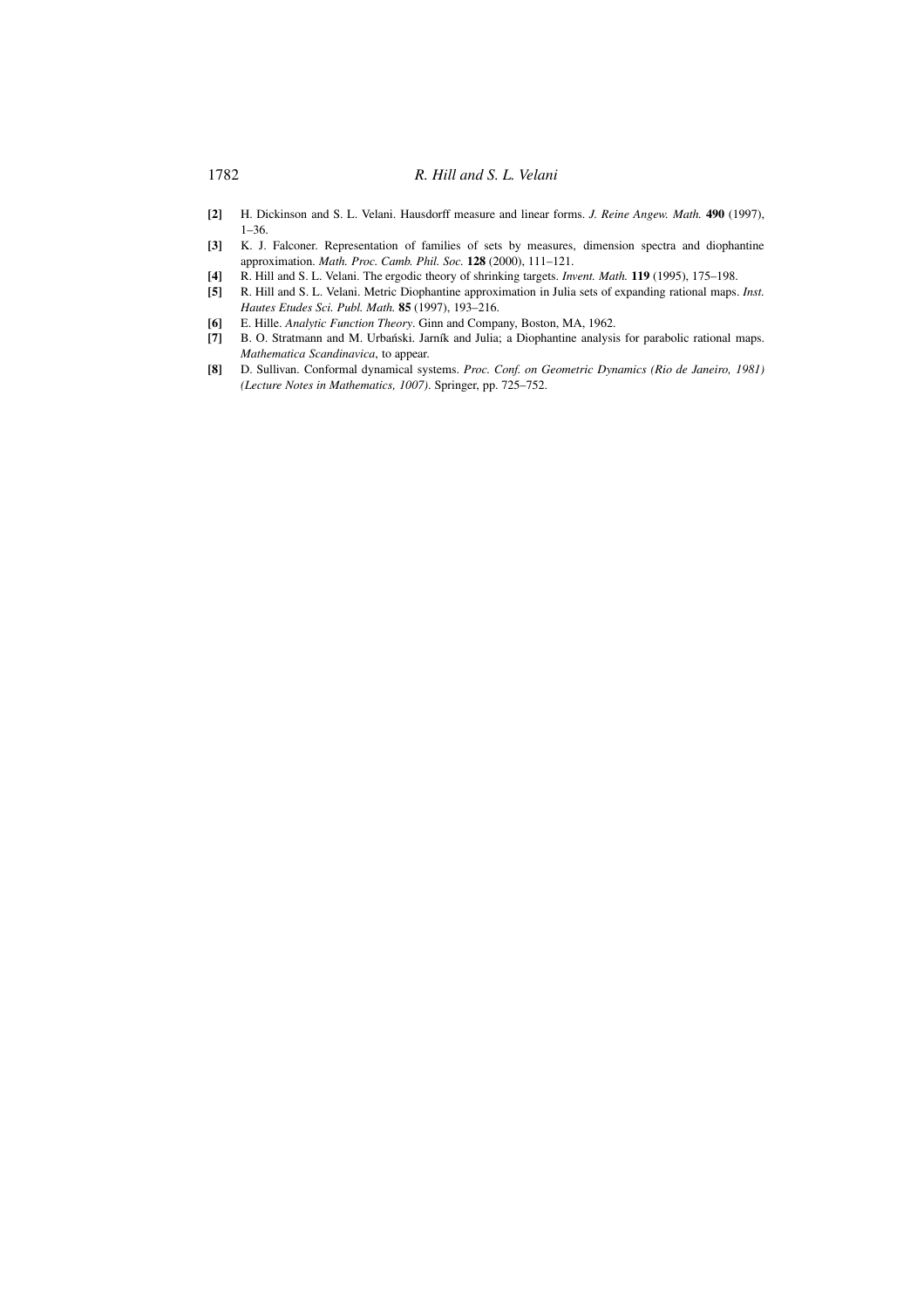**[2]** H. Dickinson and S. L. Velani. Hausdorff measure and linear forms. *J. Reine Angew. Math.* **490** (1997), 1–36.

**[3]** K. J. Falconer. Representation of families of sets by measures, dimension spectra and diophantine approximation. *Math. Proc. Camb. Phil. Soc.* **128** (2000), 111–121.

**[4]** R. Hill and S. L. Velani. The ergodic theory of shrinking targets. *Invent. Math.* **119** (1995), 175–198.

**[5]** R. Hill and S. L. Velani. Metric Diophantine approximation in Julia sets of expanding rational maps. *Inst. Hautes Etudes Sci. Publ. Math.* **85** (1997), 193–216.

**[6]** E. Hille. *Analytic Function Theory*. Ginn and Company, Boston, MA, 1962.

**[7]** B. O. Stratmann and M. Urbański. Jarník and Julia; a Diophantine analysis for parabolic rational maps. *Mathematica Scandinavica*, to appear.

**[8]** D. Sullivan. Conformal dynamical systems. *Proc. Conf. on Geometric Dynamics (Rio de Janeiro, 1981) (Lecture Notes in Mathematics, 1007)*. Springer, pp. 725–752.